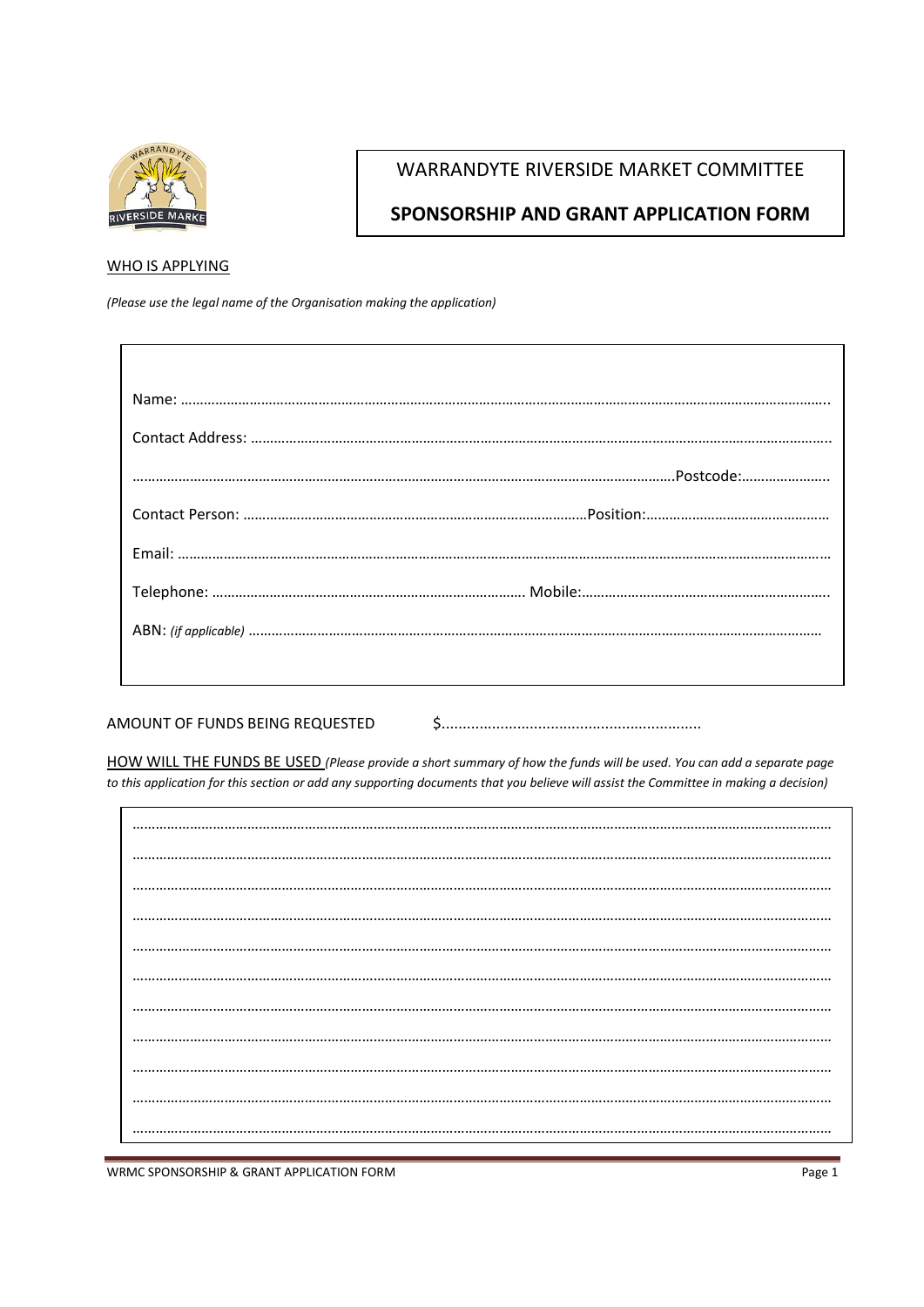# WARRANDYTE RIVERSIDE MARKET COMMITTEE

## SPONSORSHIP AND GRANT APPLICATION FORM

WHO IS APPLYING

*(Please use the legal name of the Organisation making the application)*

Name: ……………………………………………………………………………………………………………………………………………………

Contact Address: ……………………………………………………………………………………………………………………………………

……………………………………………………………………………………………………………………………Postcode:…………………..

Contact Person: ………………………………………………………………………………Position:…………………………………………

Email: …………………………………………………………………………………………………………………………………………………

Telephone: ………………………………………………………………………. Mobile:……………………………………………………….

ABN: *(if applicable)* ……………………………………………………………………………………………………………………………

AMOUNT OF FUNDS BEING REQUESTED $…………………………………………………

HOW WILL THE FUNDS BE USED *(Please provide a short summary of how the funds will be used. You can add a separate page to this application for this section or add any supporting documents that you believe will assist the Committee in making a decision)*

……………………………………………………………………………………………………………………………………………………………

……………………………………………………………………………………………………………………………………………………………

……………………………………………………………………………………………………………………………………………………………

……………………………………………………………………………………………………………………………………………………………

……………………………………………………………………………………………………………………………………………………………

……………………………………………………………………………………………………………………………………………………………

……………………………………………………………………………………………………………………………………………………………

……………………………………………………………………………………………………………………………………………………………

……………………………………………………………………………………………………………………………………………………………

……………………………………………………………………………………………………………………………………………………………

……………………………………………………………………………………………………………………………………………………………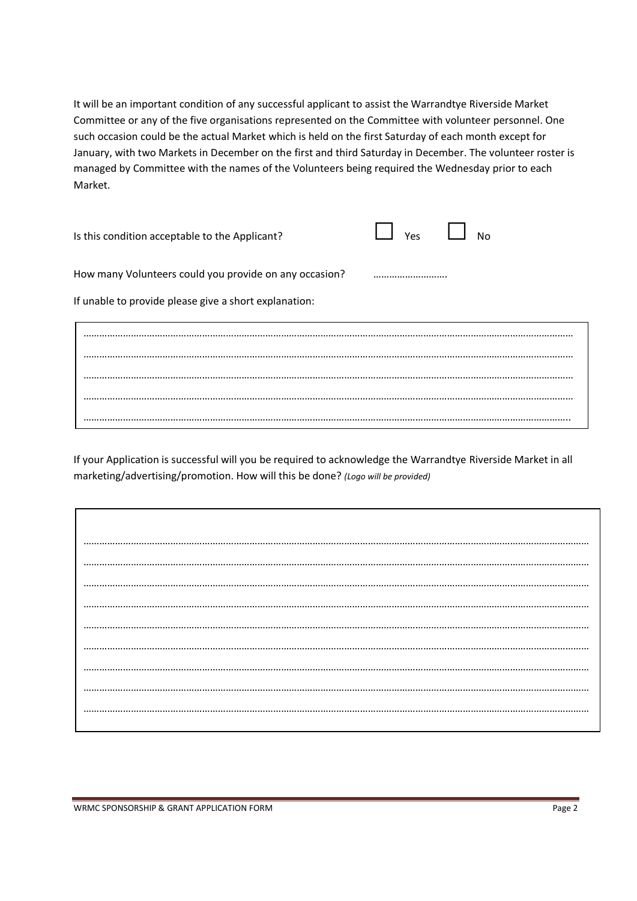It will be an important condition of any successful applicant to assist the Warrandtye Riverside Market Committee or any of the five organisations represented on the Committee with volunteer personnel. One such occasion could be the actual Market which is held on the first Saturday of each month except for January, with two Markets in December on the first and third Saturday in December. The volunteer roster is managed by Committee with the names of the Volunteers being required the Wednesday prior to each Market.

Is this condition acceptable to the Applicant? ☐ Yes ☐ No

How many Volunteers could you provide on any occasion? ……………………….

If unable to provide please give a short explanation:

…………………………………………………………………………………………………………………………………………………………
…………………………………………………………………………………………………………………………………………………………
…………………………………………………………………………………………………………………………………………………………
…………………………………………………………………………………………………………………………………………………………
…………………………………………………………………………………………………………………………………………………………

If your Application is successful will you be required to acknowledge the Warrandtye Riverside Market in all marketing/advertising/promotion. How will this be done? *(Logo will be provided)*

…………………………………………………………………………………………………………………………………………………………
…………………………………………………………………………………………………………………………………………………………
…………………………………………………………………………………………………………………………………………………………
…………………………………………………………………………………………………………………………………………………………
…………………………………………………………………………………………………………………………………………………………
…………………………………………………………………………………………………………………………………………………………
…………………………………………………………………………………………………………………………………………………………
…………………………………………………………………………………………………………………………………………………………
…………………………………………………………………………………………………………………………………………………………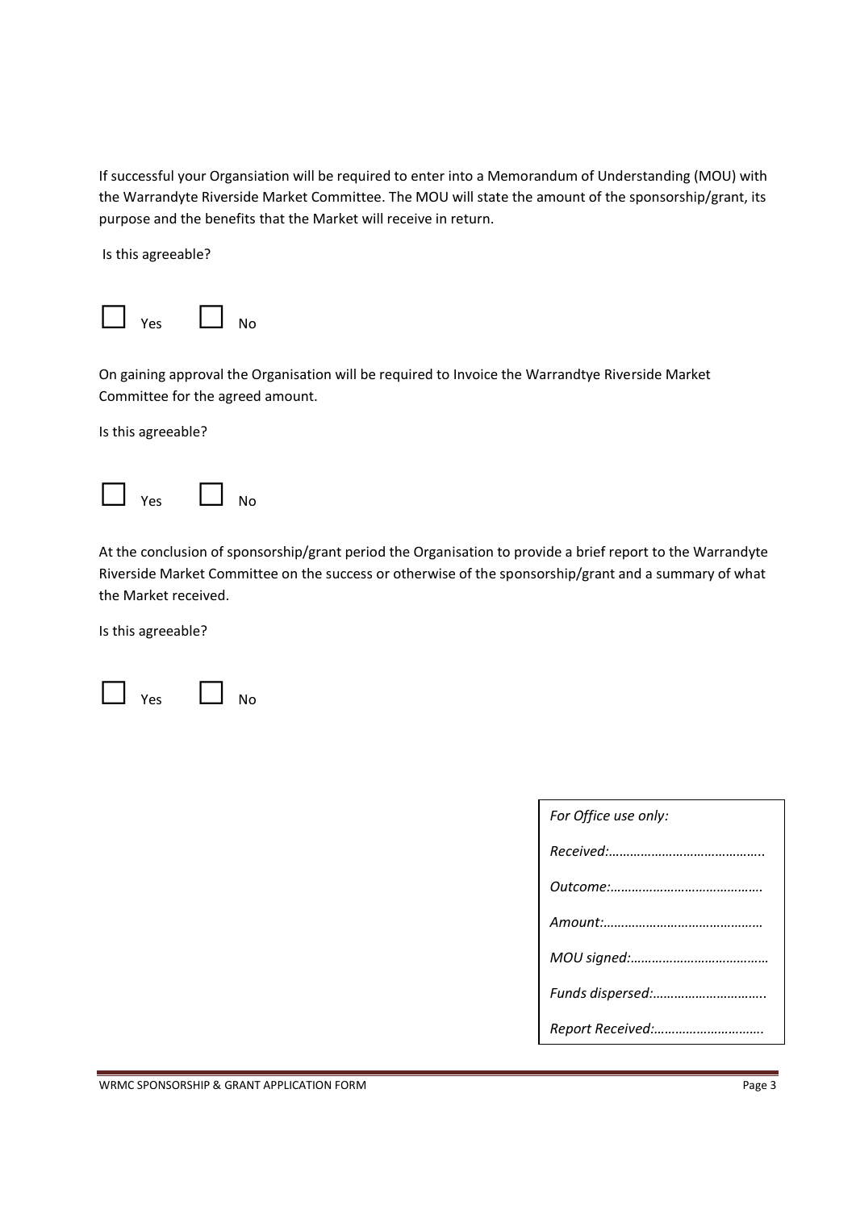If successful your Organsiation will be required to enter into a Memorandum of Understanding (MOU) with the Warrandyte Riverside Market Committee. The MOU will state the amount of the sponsorship/grant, its purpose and the benefits that the Market will receive in return.

Is this agreeable?

☐ Yes ☐ No

On gaining approval the Organisation will be required to Invoice the Warrandtye Riverside Market Committee for the agreed amount.

Is this agreeable?

☐ Yes ☐ No

At the conclusion of sponsorship/grant period the Organisation to provide a brief report to the Warrandyte Riverside Market Committee on the success or otherwise of the sponsorship/grant and a summary of what the Market received.

Is this agreeable?

☐ Yes ☐ No

| |
|---|
| *For Office use only:* |
| *Received:……………………………………..* |
| *Outcome:……………………………………* |
| *Amount:………………………………………* |
| *MOU signed:…………………………………* |
| *Funds dispersed:…………………………..* |
| *Report Received:………………………….* |